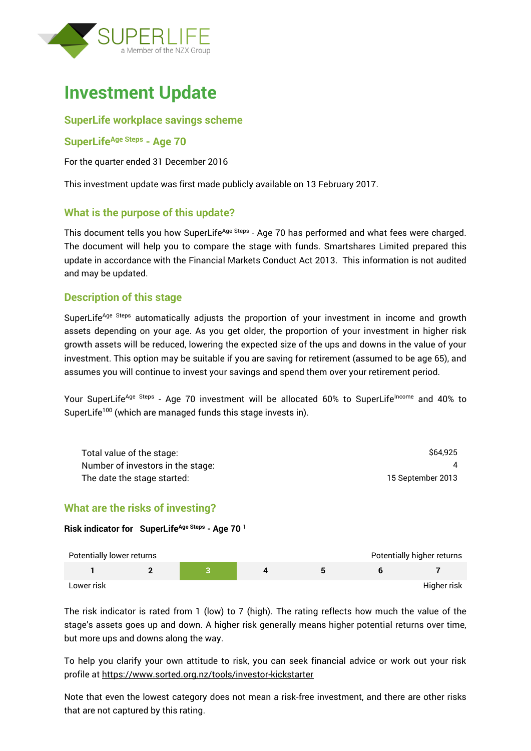SUPERLIFE
a Member of the NZX Group

# Investment Update

## SuperLife workplace savings scheme

## SuperLife[Age Steps] - Age 70

For the quarter ended 31 December 2016

This investment update was first made publicly available on 13 February 2017.

## What is the purpose of this update?

This document tells you how SuperLife[Age Steps] - Age 70 has performed and what fees were charged. The document will help you to compare the stage with funds. Smartshares Limited prepared this update in accordance with the Financial Markets Conduct Act 2013. This information is not audited and may be updated.

## Description of this stage

SuperLife[Age Steps] automatically adjusts the proportion of your investment in income and growth assets depending on your age. As you get older, the proportion of your investment in higher risk growth assets will be reduced, lowering the expected size of the ups and downs in the value of your investment. This option may be suitable if you are saving for retirement (assumed to be age 65), and assumes you will continue to invest your savings and spend them over your retirement period.

Your SuperLife[Age Steps] - Age 70 investment will be allocated 60% to SuperLife[Income] and 40% to SuperLife[100] (which are managed funds this stage invests in).

| | |
|---|---|
| Total value of the stage: | $64,925 |
| Number of investors in the stage: | 4 |
| The date the stage started: | 15 September 2013 |

## What are the risks of investing?

**Risk indicator for SuperLife[Age Steps] - Age 70 [1]**

| Potentially lower returns | | | | | | Potentially higher returns |
|---|---|---|---|---|---|---|
| 1 | 2 | **3** | 4 | 5 | 6 | 7 |
| Lower risk | | | | | | Higher risk |

The risk indicator is rated from 1 (low) to 7 (high). The rating reflects how much the value of the stage's assets goes up and down. A higher risk generally means higher potential returns over time, but more ups and downs along the way.

To help you clarify your own attitude to risk, you can seek financial advice or work out your risk profile at https://www.sorted.org.nz/tools/investor-kickstarter

Note that even the lowest category does not mean a risk-free investment, and there are other risks that are not captured by this rating.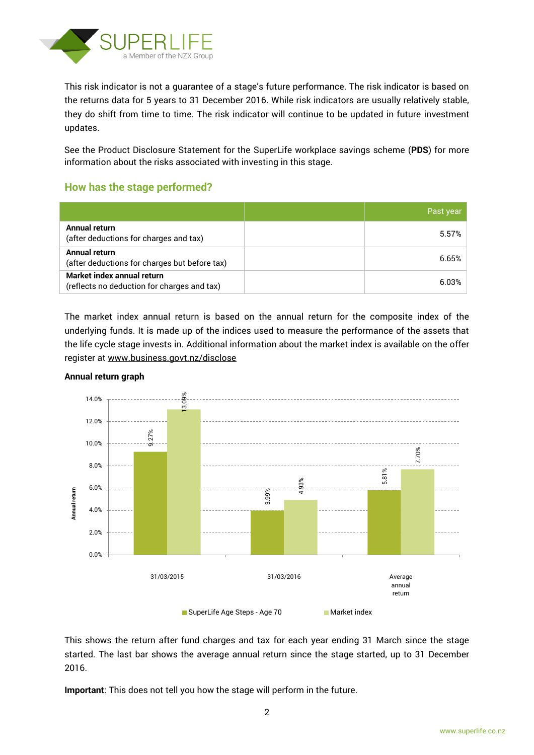This risk indicator is not a guarantee of a stage's future performance. The risk indicator is based on the returns data for 5 years to 31 December 2016. While risk indicators are usually relatively stable, they do shift from time to time. The risk indicator will continue to be updated in future investment updates.

See the Product Disclosure Statement for the SuperLife workplace savings scheme (**PDS**) for more information about the risks associated with investing in this stage.

## How has the stage performed?

| | | Past year |
|---|---|---|
| **Annual return** (after deductions for charges and tax) | | 5.57% |
| **Annual return** (after deductions for charges but before tax) | | 6.65% |
| **Market index annual return** (reflects no deduction for charges and tax) | | 6.03% |

The market index annual return is based on the annual return for the composite index of the underlying funds. It is made up of the indices used to measure the performance of the assets that the life cycle stage invests in. Additional information about the market index is available on the offer register at www.business.govt.nz/disclose

**Annual return graph**

| | SuperLife Age Steps - Age 70 | Market index |
|---|---|---|
| 31/03/2015 | 9.27% | 13.09% |
| 31/03/2016 | 3.99% | 4.93% |
| Average annual return | 5.81% | 7.70% |

This shows the return after fund charges and tax for each year ending 31 March since the stage started. The last bar shows the average annual return since the stage started, up to 31 December 2016.

**Important**: This does not tell you how the stage will perform in the future.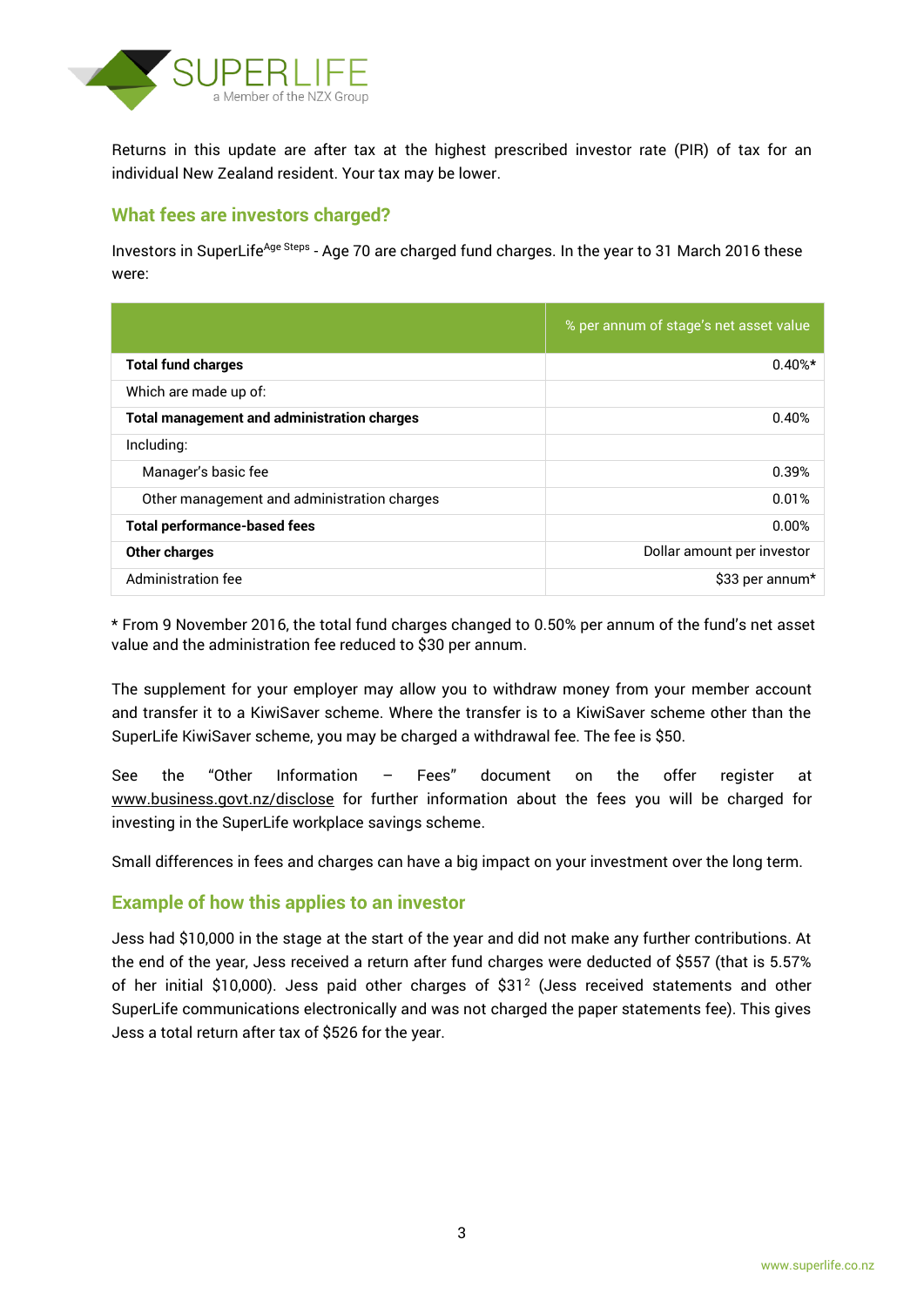Returns in this update are after tax at the highest prescribed investor rate (PIR) of tax for an individual New Zealand resident. Your tax may be lower.

## What fees are investors charged?

Investors in SuperLife[Age Steps] - Age 70 are charged fund charges. In the year to 31 March 2016 these were:

| | % per annum of stage's net asset value |
|---|---|
| **Total fund charges** | 0.40%* |
| Which are made up of: | |
| **Total management and administration charges** | 0.40% |
| Including: | |
| Manager's basic fee | 0.39% |
| Other management and administration charges | 0.01% |
| **Total performance-based fees** | 0.00% |
| **Other charges** | Dollar amount per investor |
| Administration fee | $33 per annum* |

* From 9 November 2016, the total fund charges changed to 0.50% per annum of the fund's net asset value and the administration fee reduced to $30 per annum.

The supplement for your employer may allow you to withdraw money from your member account and transfer it to a KiwiSaver scheme. Where the transfer is to a KiwiSaver scheme other than the SuperLife KiwiSaver scheme, you may be charged a withdrawal fee. The fee is $50.

See the "Other Information – Fees" document on the offer register at www.business.govt.nz/disclose for further information about the fees you will be charged for investing in the SuperLife workplace savings scheme.

Small differences in fees and charges can have a big impact on your investment over the long term.

## Example of how this applies to an investor

Jess had $10,000 in the stage at the start of the year and did not make any further contributions. At the end of the year, Jess received a return after fund charges were deducted of $557 (that is 5.57% of her initial $10,000). Jess paid other charges of $31[2] (Jess received statements and other SuperLife communications electronically and was not charged the paper statements fee). This gives Jess a total return after tax of $526 for the year.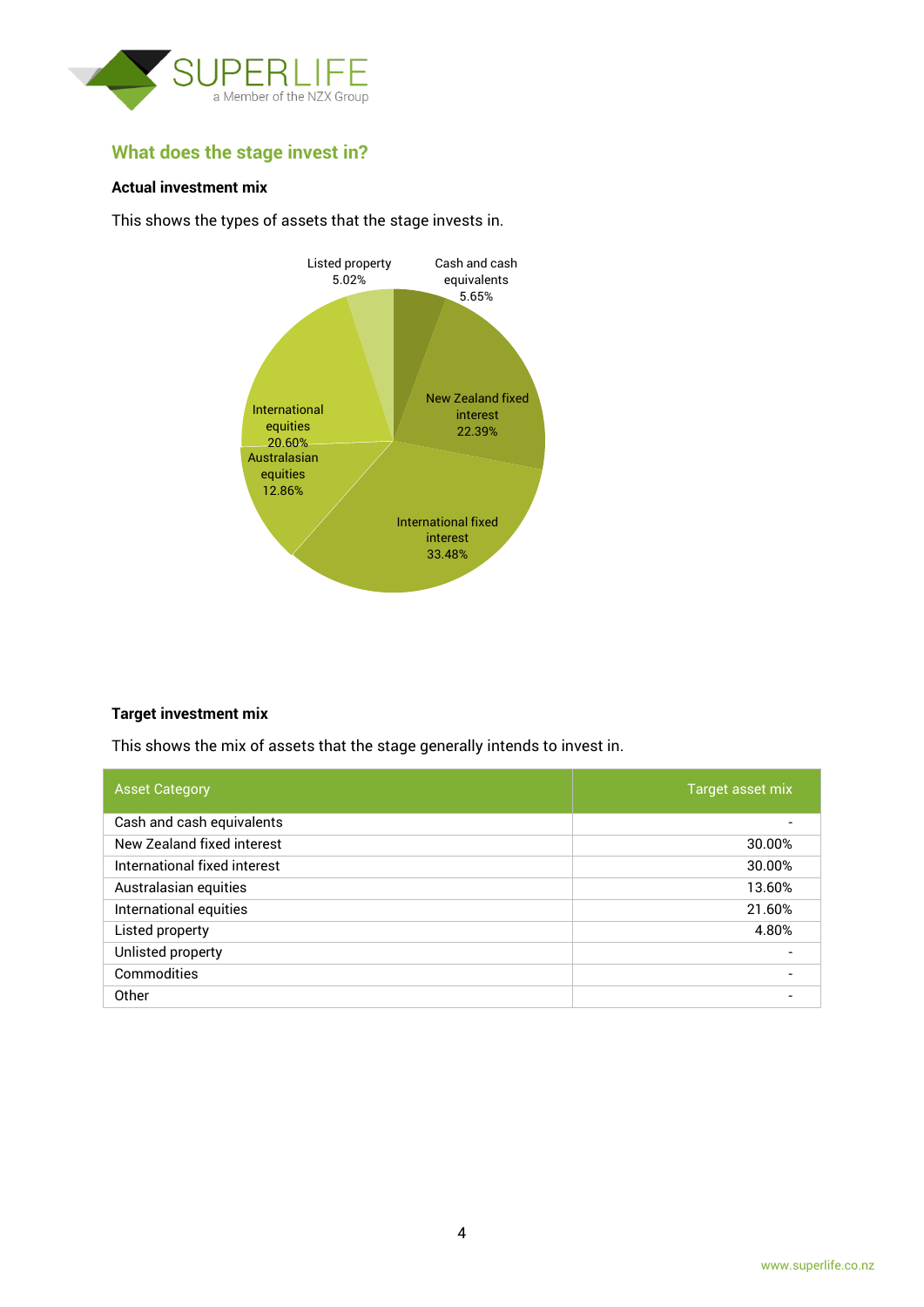## What does the stage invest in?

### Actual investment mix

This shows the types of assets that the stage invests in.

Listed property 5.02%

Cash and cash equivalents 5.65%

New Zealand fixed interest 22.39%

International fixed interest 33.48%

Australasian equities 12.86%

International equities 20.60%

### Target investment mix

This shows the mix of assets that the stage generally intends to invest in.

| Asset Category | Target asset mix |
|---|---|
| Cash and cash equivalents | - |
| New Zealand fixed interest | 30.00% |
| International fixed interest | 30.00% |
| Australasian equities | 13.60% |
| International equities | 21.60% |
| Listed property | 4.80% |
| Unlisted property | - |
| Commodities | - |
| Other | - |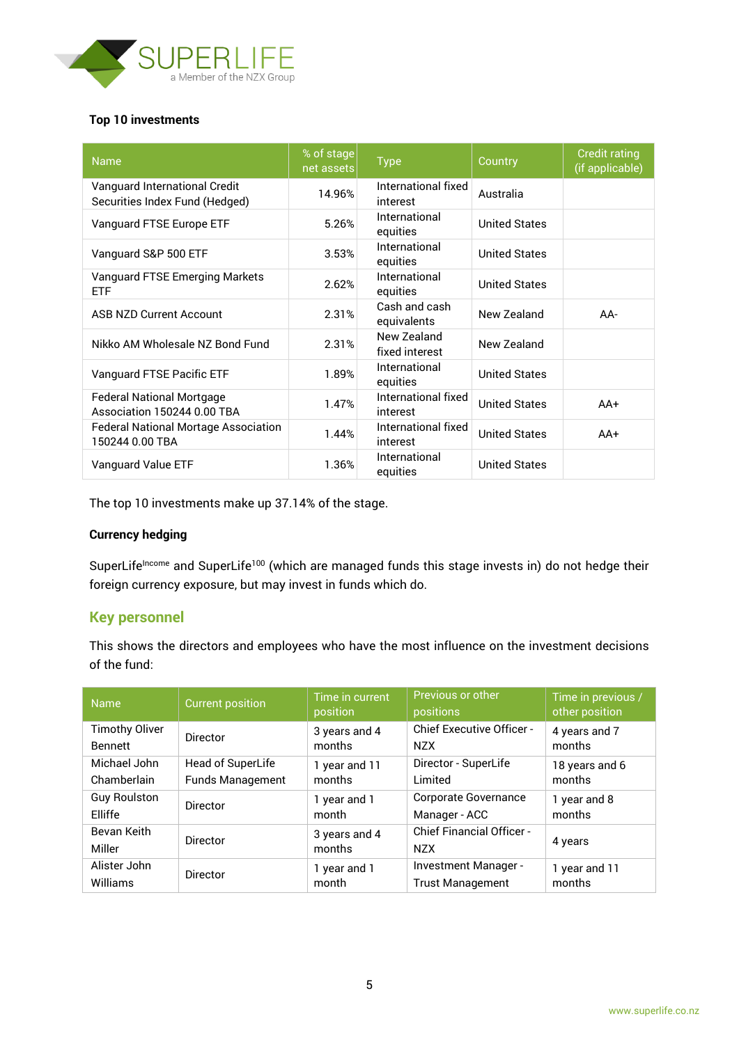**Top 10 investments**

| Name | % of stage net assets | Type | Country | Credit rating (if applicable) |
|---|---|---|---|---|
| Vanguard International Credit Securities Index Fund (Hedged) | 14.96% | International fixed interest | Australia | |
| Vanguard FTSE Europe ETF | 5.26% | International equities | United States | |
| Vanguard S&P 500 ETF | 3.53% | International equities | United States | |
| Vanguard FTSE Emerging Markets ETF | 2.62% | International equities | United States | |
| ASB NZD Current Account | 2.31% | Cash and cash equivalents | New Zealand | AA- |
| Nikko AM Wholesale NZ Bond Fund | 2.31% | New Zealand fixed interest | New Zealand | |
| Vanguard FTSE Pacific ETF | 1.89% | International equities | United States | |
| Federal National Mortgage Association 150244 0.00 TBA | 1.47% | International fixed interest | United States | AA+ |
| Federal National Mortage Association 150244 0.00 TBA | 1.44% | International fixed interest | United States | AA+ |
| Vanguard Value ETF | 1.36% | International equities | United States | |

The top 10 investments make up 37.14% of the stage.

**Currency hedging**

SuperLife^Income and SuperLife^100 (which are managed funds this stage invests in) do not hedge their foreign currency exposure, but may invest in funds which do.

## Key personnel

This shows the directors and employees who have the most influence on the investment decisions of the fund:

| Name | Current position | Time in current position | Previous or other positions | Time in previous / other position |
|---|---|---|---|---|
| Timothy Oliver Bennett | Director | 3 years and 4 months | Chief Executive Officer - NZX | 4 years and 7 months |
| Michael John Chamberlain | Head of SuperLife Funds Management | 1 year and 11 months | Director - SuperLife Limited | 18 years and 6 months |
| Guy Roulston Elliffe | Director | 1 year and 1 month | Corporate Governance Manager - ACC | 1 year and 8 months |
| Bevan Keith Miller | Director | 3 years and 4 months | Chief Financial Officer - NZX | 4 years |
| Alister John Williams | Director | 1 year and 1 month | Investment Manager - Trust Management | 1 year and 11 months |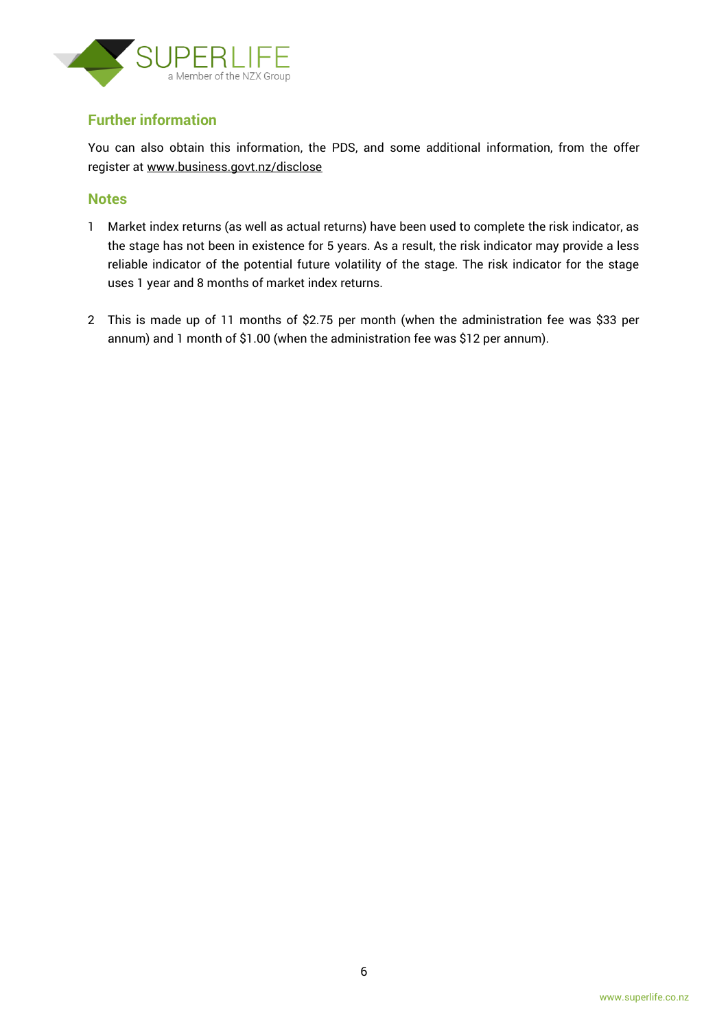## Further information

You can also obtain this information, the PDS, and some additional information, from the offer register at www.business.govt.nz/disclose

## Notes

1. Market index returns (as well as actual returns) have been used to complete the risk indicator, as the stage has not been in existence for 5 years. As a result, the risk indicator may provide a less reliable indicator of the potential future volatility of the stage. The risk indicator for the stage uses 1 year and 8 months of market index returns.

2. This is made up of 11 months of $2.75 per month (when the administration fee was $33 per annum) and 1 month of $1.00 (when the administration fee was $12 per annum).